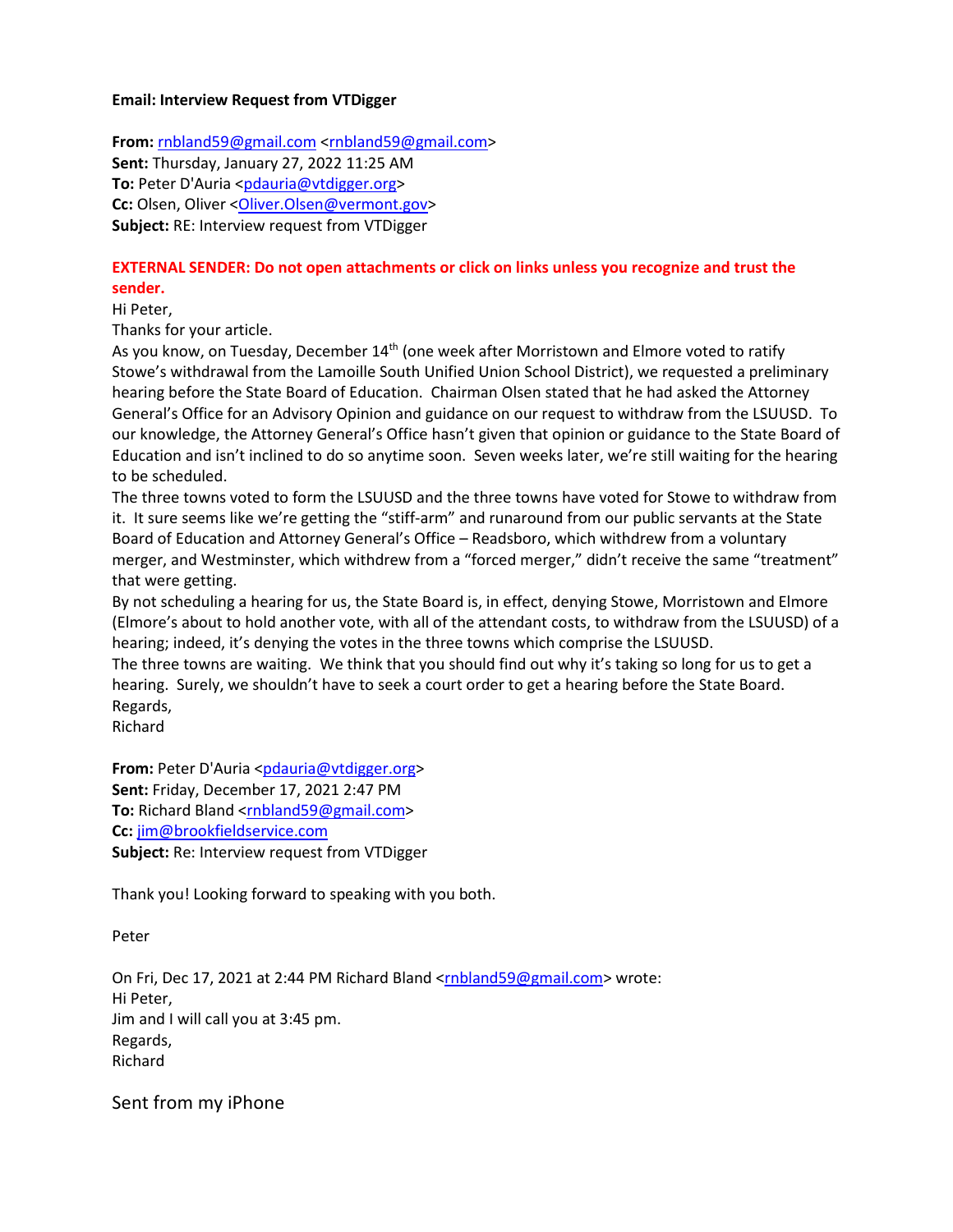**Email: Interview Request from VTDigger**

**From:** rnbland59@gmail.com <rnbland59@gmail.com>
**Sent:** Thursday, January 27, 2022 11:25 AM
**To:** Peter D'Auria <pdauria@vtdigger.org>
**Cc:** Olsen, Oliver <Oliver.Olsen@vermont.gov>
**Subject:** RE: Interview request from VTDigger

**EXTERNAL SENDER: Do not open attachments or click on links unless you recognize and trust the sender.**

Hi Peter,

Thanks for your article.

As you know, on Tuesday, December 14th (one week after Morristown and Elmore voted to ratify Stowe's withdrawal from the Lamoille South Unified Union School District), we requested a preliminary hearing before the State Board of Education. Chairman Olsen stated that he had asked the Attorney General's Office for an Advisory Opinion and guidance on our request to withdraw from the LSUUSD. To our knowledge, the Attorney General's Office hasn't given that opinion or guidance to the State Board of Education and isn't inclined to do so anytime soon. Seven weeks later, we're still waiting for the hearing to be scheduled.

The three towns voted to form the LSUUSD and the three towns have voted for Stowe to withdraw from it. It sure seems like we're getting the "stiff-arm" and runaround from our public servants at the State Board of Education and Attorney General's Office – Readsboro, which withdrew from a voluntary merger, and Westminster, which withdrew from a "forced merger," didn't receive the same "treatment" that were getting.

By not scheduling a hearing for us, the State Board is, in effect, denying Stowe, Morristown and Elmore (Elmore's about to hold another vote, with all of the attendant costs, to withdraw from the LSUUSD) of a hearing; indeed, it's denying the votes in the three towns which comprise the LSUUSD.

The three towns are waiting. We think that you should find out why it's taking so long for us to get a hearing. Surely, we shouldn't have to seek a court order to get a hearing before the State Board.

Regards,
Richard

**From:** Peter D'Auria <pdauria@vtdigger.org>
**Sent:** Friday, December 17, 2021 2:47 PM
**To:** Richard Bland <rnbland59@gmail.com>
**Cc:** jim@brookfieldservice.com
**Subject:** Re: Interview request from VTDigger

Thank you! Looking forward to speaking with you both.

Peter

On Fri, Dec 17, 2021 at 2:44 PM Richard Bland <rnbland59@gmail.com> wrote:
Hi Peter,
Jim and I will call you at 3:45 pm.
Regards,
Richard

Sent from my iPhone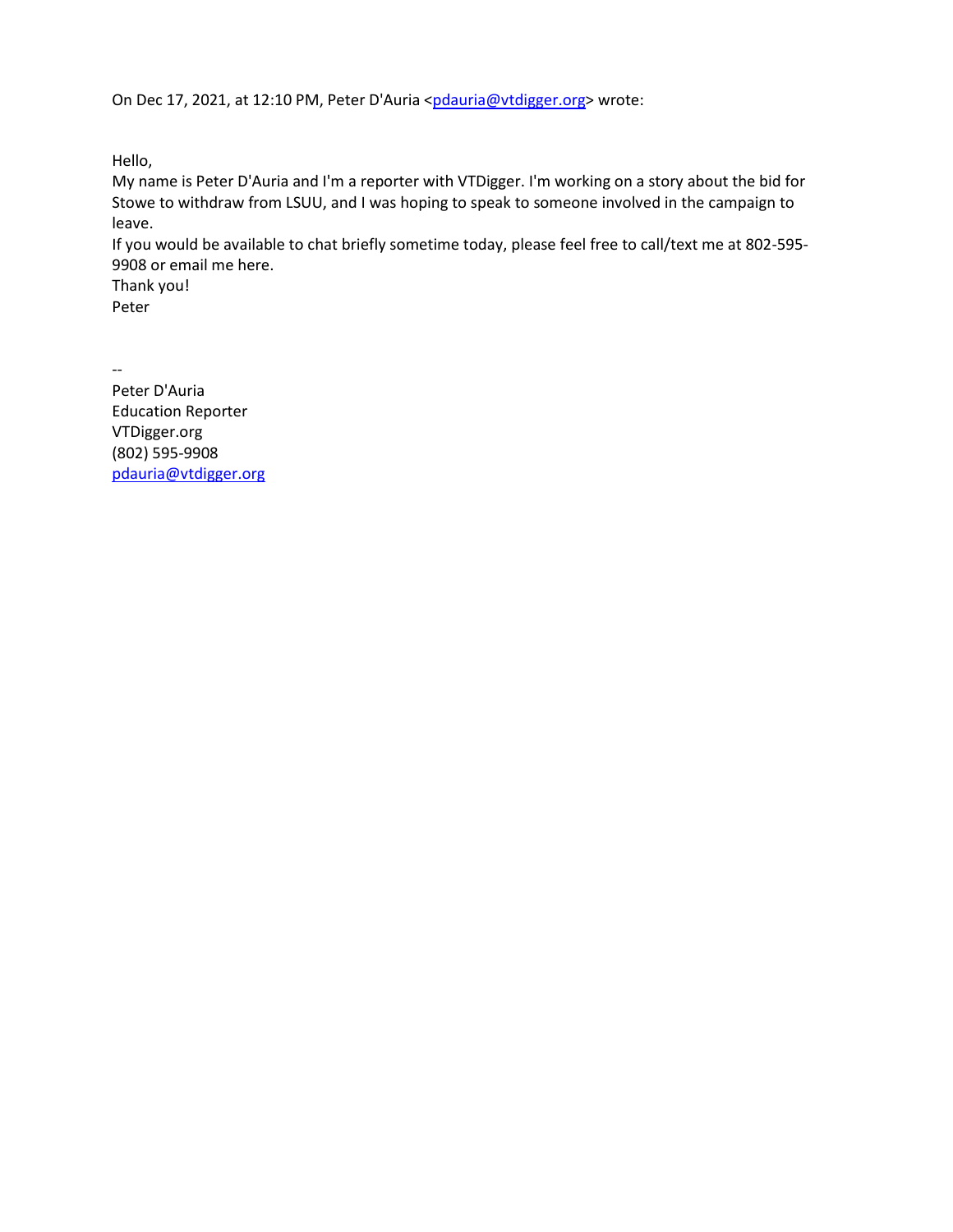On Dec 17, 2021, at 12:10 PM, Peter D'Auria <pdauria@vtdigger.org> wrote:

Hello,

My name is Peter D'Auria and I'm a reporter with VTDigger. I'm working on a story about the bid for Stowe to withdraw from LSUU, and I was hoping to speak to someone involved in the campaign to leave.

If you would be available to chat briefly sometime today, please feel free to call/text me at 802-595-9908 or email me here.

Thank you!

Peter

--

Peter D'Auria  
Education Reporter  
VTDigger.org  
(802) 595-9908  
pdauria@vtdigger.org